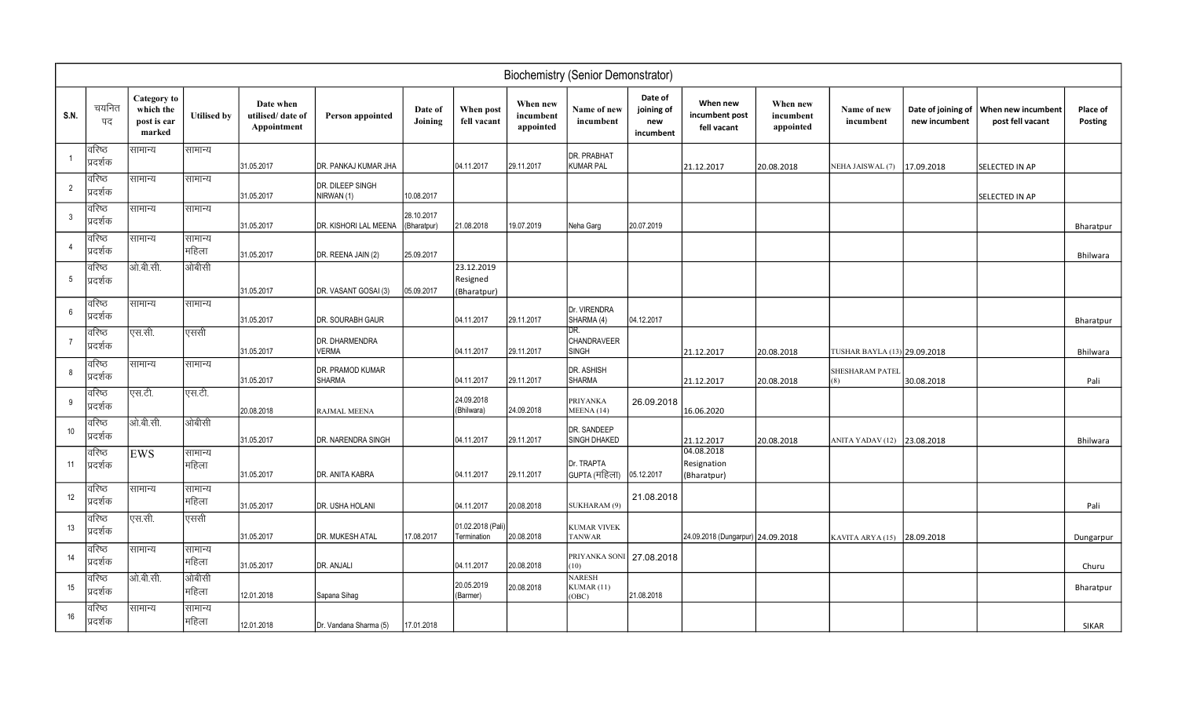# Biochemistry (Senior Demonstrator)

| S.N. | चयनित पद | Category to which the post is ear marked | Utilised by | Date when utilised/ date of Appointment | Person appointed | Date of Joining | When post fell vacant | When new incumbent appointed | Name of new incumbent | Date of joining of new incumbent | When new incumbent post fell vacant | When new incumbent appointed | Name of new incumbent | Date of joining of new incumbent | When new incumbent post fell vacant | Place of Posting |
|---|---|---|---|---|---|---|---|---|---|---|---|---|---|---|---|---|
| 1 | वरिष्ठ प्रदर्शक | सामान्य | सामान्य | 31.05.2017 | DR. PANKAJ KUMAR JHA | | 04.11.2017 | 29.11.2017 | DR. PRABHAT KUMAR PAL | | 21.12.2017 | 20.08.2018 | NEHA JAISWAL (7) | 17.09.2018 | SELECTED IN AP | |
| 2 | वरिष्ठ प्रदर्शक | सामान्य | सामान्य | 31.05.2017 | DR. DILEEP SINGH NIRWAN (1) | 10.08.2017 | | | | | | | | | SELECTED IN AP | |
| 3 | वरिष्ठ प्रदर्शक | सामान्य | सामान्य | 31.05.2017 | DR. KISHORI LAL MEENA | 28.10.2017 (Bharatpur) | 21.08.2018 | 19.07.2019 | Neha Garg | 20.07.2019 | | | | | | Bharatpur |
| 4 | वरिष्ठ प्रदर्शक | सामान्य | सामान्य महिला | 31.05.2017 | DR. REENA JAIN (2) | 25.09.2017 | | | | | | | | | | Bhilwara |
| 5 | वरिष्ठ प्रदर्शक | ओ.बी.सी. | ओबीसी | 31.05.2017 | DR. VASANT GOSAI (3) | 05.09.2017 | 23.12.2019 Resigned (Bharatpur) | | | | | | | | | |
| 6 | वरिष्ठ प्रदर्शक | सामान्य | सामान्य | 31.05.2017 | DR. SOURABH GAUR | | 04.11.2017 | 29.11.2017 | Dr. VIRENDRA SHARMA (4) | 04.12.2017 | | | | | | Bharatpur |
| 7 | वरिष्ठ प्रदर्शक | एस.सी. | एससी | 31.05.2017 | DR. DHARMENDRA VERMA | | 04.11.2017 | 29.11.2017 | DR. CHANDRAVEER SINGH | | 21.12.2017 | 20.08.2018 | TUSHAR BAYLA (13) | 29.09.2018 | | Bhilwara |
| 8 | वरिष्ठ प्रदर्शक | सामान्य | सामान्य | 31.05.2017 | DR. PRAMOD KUMAR SHARMA | | 04.11.2017 | 29.11.2017 | DR. ASHISH SHARMA | | 21.12.2017 | 20.08.2018 | SHESHARAM PATEL (8) | 30.08.2018 | | Pali |
| 9 | वरिष्ठ प्रदर्शक | एस.टी. | एस.टी. | 20.08.2018 | RAJMAL MEENA | | 24.09.2018 (Bhilwara) | 24.09.2018 | PRIYANKA MEENA (14) | 26.09.2018 | 16.06.2020 | | | | | |
| 10 | वरिष्ठ प्रदर्शक | ओ.बी.सी. | ओबीसी | 31.05.2017 | DR. NARENDRA SINGH | | 04.11.2017 | 29.11.2017 | DR. SANDEEP SINGH DHAKED | | 21.12.2017 | 20.08.2018 | ANITA YADAV (12) | 23.08.2018 | | Bhilwara |
| 11 | वरिष्ठ प्रदर्शक | EWS | सामान्य महिला | 31.05.2017 | DR. ANITA KABRA | | 04.11.2017 | 29.11.2017 | Dr. TRAPTA GUPTA (महिला) | 05.12.2017 | 04.08.2018 Resignation (Bharatpur) | | | | | |
| 12 | वरिष्ठ प्रदर्शक | सामान्य | सामान्य महिला | 31.05.2017 | DR. USHA HOLANI | | 04.11.2017 | 20.08.2018 | SUKHARAM (9) | 21.08.2018 | | | | | | Pali |
| 13 | वरिष्ठ प्रदर्शक | एस.सी. | एससी | 31.05.2017 | DR. MUKESH ATAL | 17.08.2017 | 01.02.2018 (Pali) Termination | 20.08.2018 | KUMAR VIVEK TANWAR | | 24.09.2018 (Dungarpur) | 24.09.2018 | KAVITA ARYA (15) | 28.09.2018 | | Dungarpur |
| 14 | वरिष्ठ प्रदर्शक | सामान्य | सामान्य महिला | 31.05.2017 | DR. ANJALI | | 04.11.2017 | 20.08.2018 | PRIYANKA SONI (10) | 27.08.2018 | | | | | | Churu |
| 15 | वरिष्ठ प्रदर्शक | ओ.बी.सी. | ओबीसी महिला | 12.01.2018 | Sapana Sihag | | 20.05.2019 (Barmer) | 20.08.2018 | NARESH KUMAR (11) (OBC) | 21.08.2018 | | | | | | Bharatpur |
| 16 | वरिष्ठ प्रदर्शक | सामान्य | सामान्य महिला | 12.01.2018 | Dr. Vandana Sharma (5) | 17.01.2018 | | | | | | | | | | SIKAR |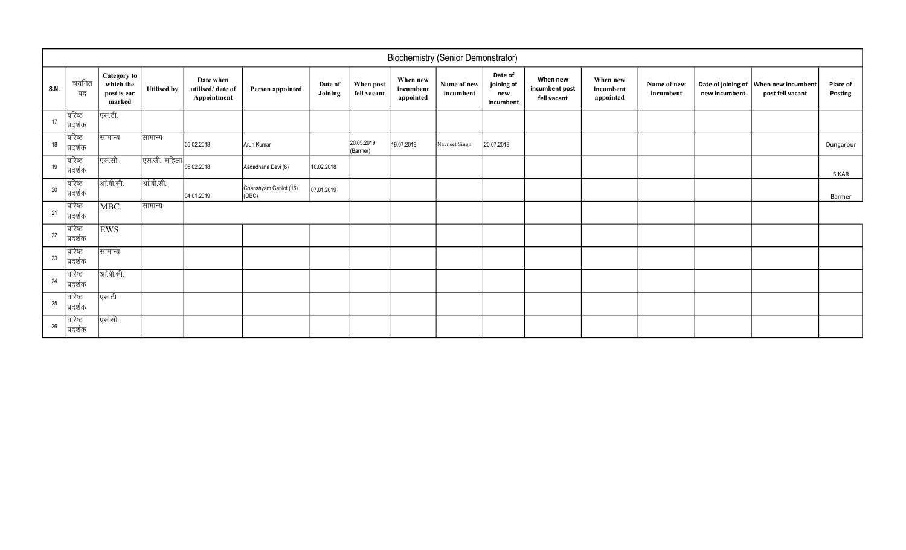| Biochemistry (Senior Demonstrator) | | | | | | | | | | | | | | | | | |
|---|---|---|---|---|---|---|---|---|---|---|---|---|---|---|---|---|---|
| S.N. | चयनित पद | Category to which the post is ear marked | Utilised by | Date when utilised/ date of Appointment | Person appointed | Date of Joining | When post fell vacant | When new incumbent appointed | Name of new incumbent | Date of joining of new incumbent | When new incumbent post fell vacant | When new incumbent appointed | Name of new incumbent | Date of joining of new incumbent | When new incumbent post fell vacant | Place of Posting |
| 17 | वरिष्ठ प्रदर्शक | एस.टी. | | | | | | | | | | | | | | |
| 18 | वरिष्ठ प्रदर्शक | सामान्य | सामान्य | 05.02.2018 | Arun Kumar | | 20.05.2019 (Barmer) | 19.07.2019 | Navneet Singh | 20.07.2019 | | | | | | Dungarpur |
| 19 | वरिष्ठ प्रदर्शक | एस.सी. | एस.सी. महिला | 05.02.2018 | Aadadhana Devi (6) | 10.02.2018 | | | | | | | | | | SIKAR |
| 20 | वरिष्ठ प्रदर्शक | ओ.बी.सी. | ओ.बी.सी. | 04.01.2019 | Ghanshyam Gehlot (16) (OBC) | 07.01.2019 | | | | | | | | | | Barmer |
| 21 | वरिष्ठ प्रदर्शक | MBC | सामान्य | | | | | | | | | | | | | |
| 22 | वरिष्ठ प्रदर्शक | EWS | | | | | | | | | | | | | | |
| 23 | वरिष्ठ प्रदर्शक | सामान्य | | | | | | | | | | | | | | |
| 24 | वरिष्ठ प्रदर्शक | ओ.बी.सी. | | | | | | | | | | | | | | |
| 25 | वरिष्ठ प्रदर्शक | एस.टी. | | | | | | | | | | | | | | |
| 26 | वरिष्ठ प्रदर्शक | एस.सी. | | | | | | | | | | | | | | |